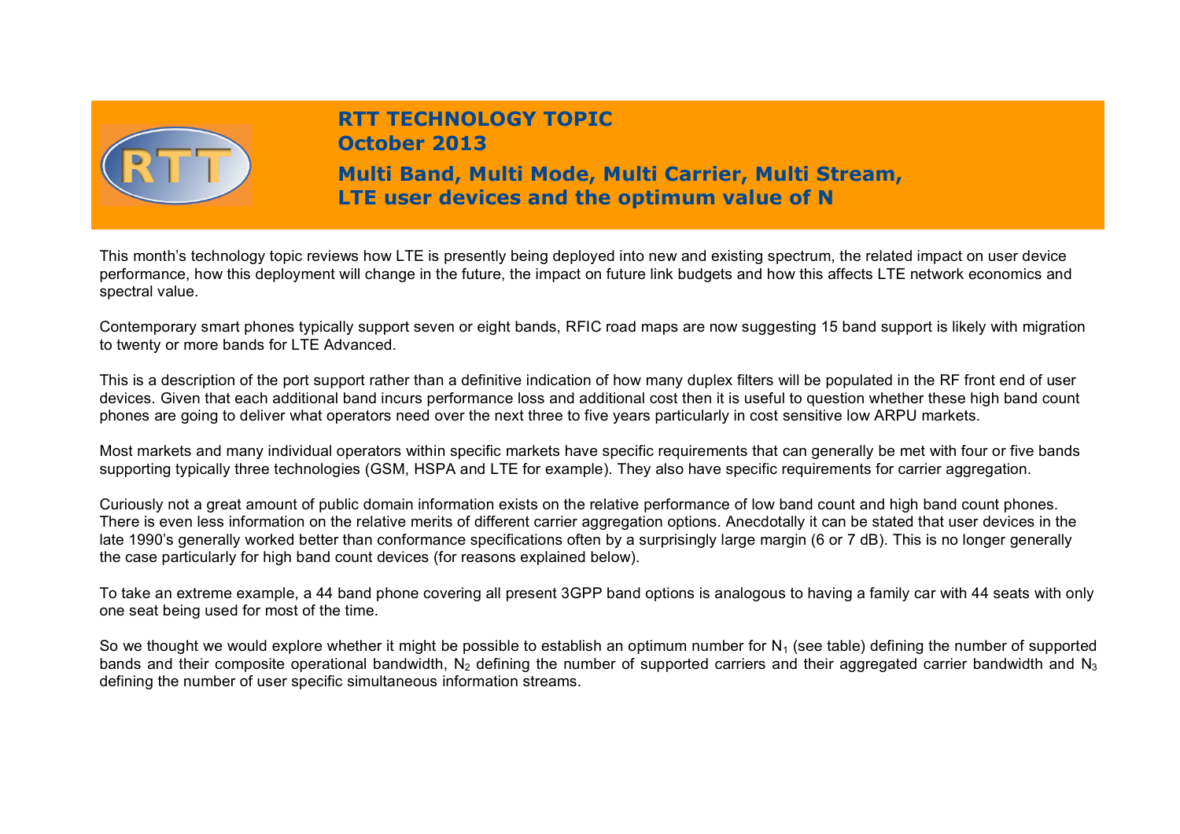# RTT TECHNOLOGY TOPIC
## October 2013
## Multi Band, Multi Mode, Multi Carrier, Multi Stream, LTE user devices and the optimum value of N

This month's technology topic reviews how LTE is presently being deployed into new and existing spectrum, the related impact on user device performance, how this deployment will change in the future, the impact on future link budgets and how this affects LTE network economics and spectral value.

Contemporary smart phones typically support seven or eight bands, RFIC road maps are now suggesting 15 band support is likely with migration to twenty or more bands for LTE Advanced.

This is a description of the port support rather than a definitive indication of how many duplex filters will be populated in the RF front end of user devices. Given that each additional band incurs performance loss and additional cost then it is useful to question whether these high band count phones are going to deliver what operators need over the next three to five years particularly in cost sensitive low ARPU markets.

Most markets and many individual operators within specific markets have specific requirements that can generally be met with four or five bands supporting typically three technologies (GSM, HSPA and LTE for example). They also have specific requirements for carrier aggregation.

Curiously not a great amount of public domain information exists on the relative performance of low band count and high band count phones. There is even less information on the relative merits of different carrier aggregation options. Anecdotally it can be stated that user devices in the late 1990's generally worked better than conformance specifications often by a surprisingly large margin (6 or 7 dB). This is no longer generally the case particularly for high band count devices (for reasons explained below).

To take an extreme example, a 44 band phone covering all present 3GPP band options is analogous to having a family car with 44 seats with only one seat being used for most of the time.

So we thought we would explore whether it might be possible to establish an optimum number for $N_1$ (see table) defining the number of supported bands and their composite operational bandwidth, $N_2$ defining the number of supported carriers and their aggregated carrier bandwidth and $N_3$ defining the number of user specific simultaneous information streams.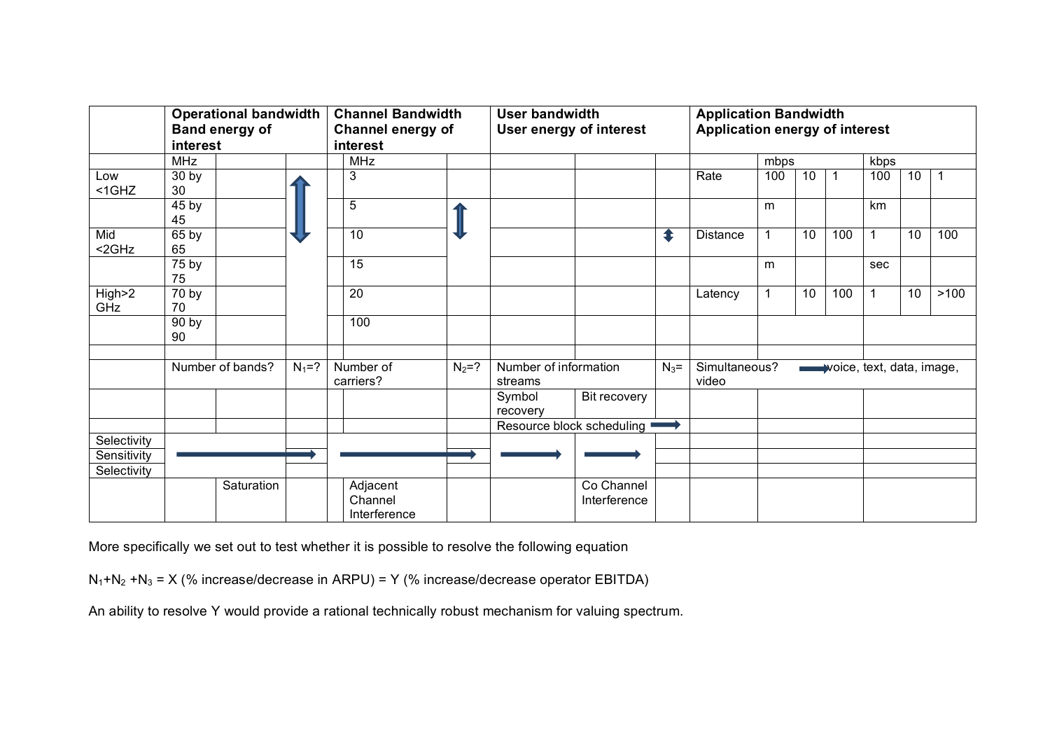| | Operational bandwidth Band energy of interest | | | | Channel Bandwidth Channel energy of interest | | User bandwidth User energy of interest | | | Application Bandwidth Application energy of interest | | | | | | |
|---|---|---|---|---|---|---|---|---|---|---|---|---|---|---|---|---|
| | MHz | | | | MHz | | | | | | mbps | | | kbps | | |
| Low <1GHZ | 30 by 30 | | ↕ | | 3 | | | | | Rate | 100 | 10 | 1 | 100 | 10 | 1 |
| | 45 by 45 | | | | 5 | ↕ | | | | | m | | | km | | |
| Mid <2GHz | 65 by 65 | | | | 10 | | | | ↕ | Distance | 1 | 10 | 100 | 1 | 10 | 100 |
| | 75 by 75 | | | | 15 | | | | | | m | | | sec | | |
| High>2 GHz | 70 by 70 | | | | 20 | | | | | Latency | 1 | 10 | 100 | 1 | 10 | >100 |
| | 90 by 90 | | | | 100 | | | | | | | | | | | |
| | | | | | | | | | | | | | | | | |
| | Number of bands? | | $N_1$=? | Number of carriers? | | $N_2$=? | Number of information streams | | $N_3$= | Simultaneous? | → voice, text, data, image, video | | | | | |
| | | | | | | | Symbol recovery | Bit recovery | | | | | | | | |
| | | | | | | | Resource block scheduling → | | | | | | | | | |
| Selectivity | → | | | → | | | → | → | | | | | | | | |
| Sensitivity | | | | | | | | | | | | | | | | |
| Selectivity | | | | | | | | | | | | | | | | |
| | | Saturation | | | Adjacent Channel Interference | | | Co Channel Interference | | | | | | | | |

More specifically we set out to test whether it is possible to resolve the following equation

$N_1$+$N_2$ +$N_3$ = X (% increase/decrease in ARPU) = Y (% increase/decrease operator EBITDA)

An ability to resolve Y would provide a rational technically robust mechanism for valuing spectrum.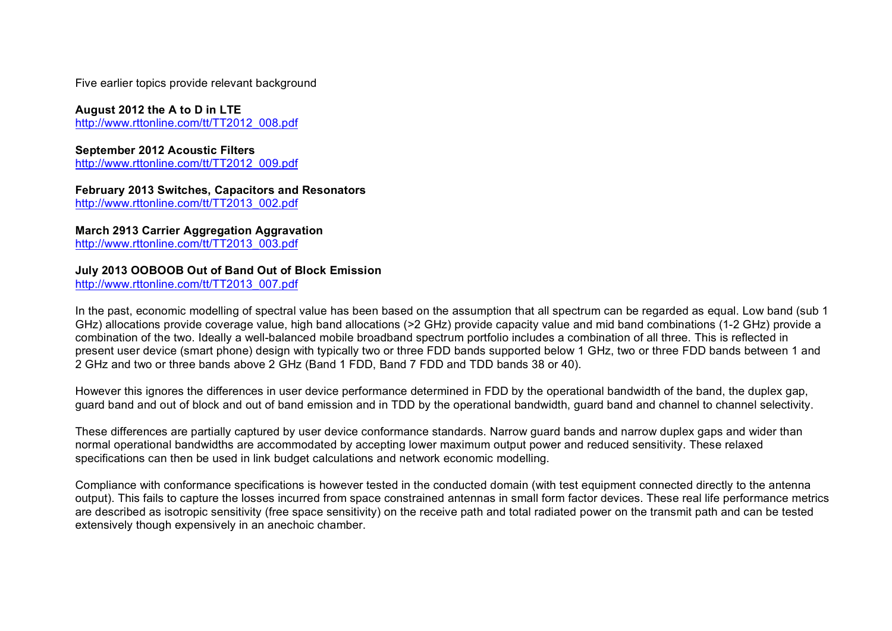Five earlier topics provide relevant background

**August 2012 the A to D in LTE**
http://www.rttonline.com/tt/TT2012_008.pdf

**September 2012 Acoustic Filters**
http://www.rttonline.com/tt/TT2012_009.pdf

**February 2013 Switches, Capacitors and Resonators**
http://www.rttonline.com/tt/TT2013_002.pdf

**March 2913 Carrier Aggregation Aggravation**
http://www.rttonline.com/tt/TT2013_003.pdf

**July 2013 OOBOOB Out of Band Out of Block Emission**
http://www.rttonline.com/tt/TT2013_007.pdf

In the past, economic modelling of spectral value has been based on the assumption that all spectrum can be regarded as equal. Low band (sub 1 GHz) allocations provide coverage value, high band allocations (>2 GHz) provide capacity value and mid band combinations (1-2 GHz) provide a combination of the two. Ideally a well-balanced mobile broadband spectrum portfolio includes a combination of all three. This is reflected in present user device (smart phone) design with typically two or three FDD bands supported below 1 GHz, two or three FDD bands between 1 and 2 GHz and two or three bands above 2 GHz (Band 1 FDD, Band 7 FDD and TDD bands 38 or 40).

However this ignores the differences in user device performance determined in FDD by the operational bandwidth of the band, the duplex gap, guard band and out of block and out of band emission and in TDD by the operational bandwidth, guard band and channel to channel selectivity.

These differences are partially captured by user device conformance standards. Narrow guard bands and narrow duplex gaps and wider than normal operational bandwidths are accommodated by accepting lower maximum output power and reduced sensitivity. These relaxed specifications can then be used in link budget calculations and network economic modelling.

Compliance with conformance specifications is however tested in the conducted domain (with test equipment connected directly to the antenna output). This fails to capture the losses incurred from space constrained antennas in small form factor devices. These real life performance metrics are described as isotropic sensitivity (free space sensitivity) on the receive path and total radiated power on the transmit path and can be tested extensively though expensively in an anechoic chamber.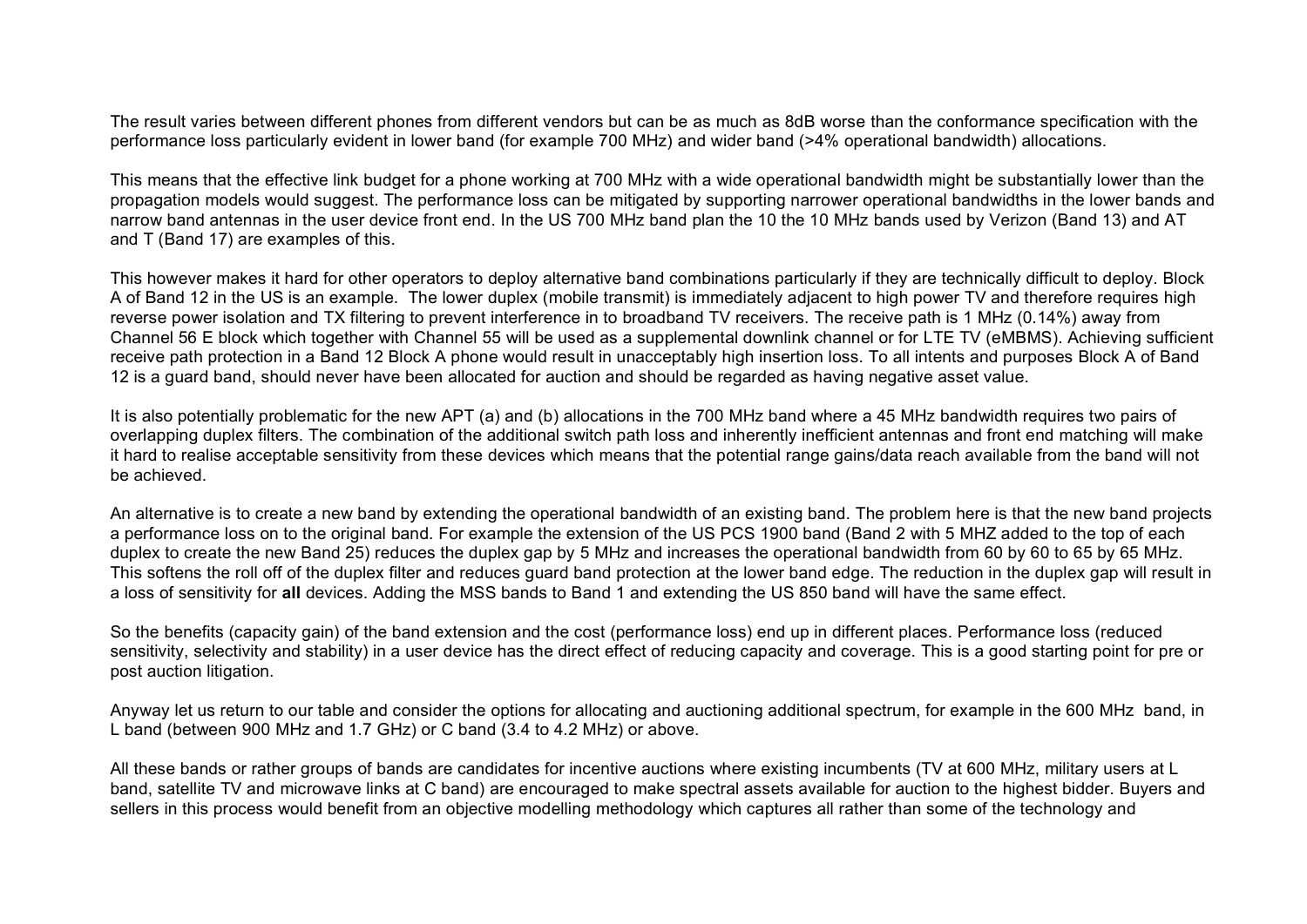The result varies between different phones from different vendors but can be as much as 8dB worse than the conformance specification with the performance loss particularly evident in lower band (for example 700 MHz) and wider band (>4% operational bandwidth) allocations.

This means that the effective link budget for a phone working at 700 MHz with a wide operational bandwidth might be substantially lower than the propagation models would suggest. The performance loss can be mitigated by supporting narrower operational bandwidths in the lower bands and narrow band antennas in the user device front end. In the US 700 MHz band plan the 10 the 10 MHz bands used by Verizon (Band 13) and AT and T (Band 17) are examples of this.

This however makes it hard for other operators to deploy alternative band combinations particularly if they are technically difficult to deploy. Block A of Band 12 in the US is an example. The lower duplex (mobile transmit) is immediately adjacent to high power TV and therefore requires high reverse power isolation and TX filtering to prevent interference in to broadband TV receivers. The receive path is 1 MHz (0.14%) away from Channel 56 E block which together with Channel 55 will be used as a supplemental downlink channel or for LTE TV (eMBMS). Achieving sufficient receive path protection in a Band 12 Block A phone would result in unacceptably high insertion loss. To all intents and purposes Block A of Band 12 is a guard band, should never have been allocated for auction and should be regarded as having negative asset value.

It is also potentially problematic for the new APT (a) and (b) allocations in the 700 MHz band where a 45 MHz bandwidth requires two pairs of overlapping duplex filters. The combination of the additional switch path loss and inherently inefficient antennas and front end matching will make it hard to realise acceptable sensitivity from these devices which means that the potential range gains/data reach available from the band will not be achieved.

An alternative is to create a new band by extending the operational bandwidth of an existing band. The problem here is that the new band projects a performance loss on to the original band. For example the extension of the US PCS 1900 band (Band 2 with 5 MHZ added to the top of each duplex to create the new Band 25) reduces the duplex gap by 5 MHz and increases the operational bandwidth from 60 by 60 to 65 by 65 MHz. This softens the roll off of the duplex filter and reduces guard band protection at the lower band edge. The reduction in the duplex gap will result in a loss of sensitivity for **all** devices. Adding the MSS bands to Band 1 and extending the US 850 band will have the same effect.

So the benefits (capacity gain) of the band extension and the cost (performance loss) end up in different places. Performance loss (reduced sensitivity, selectivity and stability) in a user device has the direct effect of reducing capacity and coverage. This is a good starting point for pre or post auction litigation.

Anyway let us return to our table and consider the options for allocating and auctioning additional spectrum, for example in the 600 MHz band, in L band (between 900 MHz and 1.7 GHz) or C band (3.4 to 4.2 MHz) or above.

All these bands or rather groups of bands are candidates for incentive auctions where existing incumbents (TV at 600 MHz, military users at L band, satellite TV and microwave links at C band) are encouraged to make spectral assets available for auction to the highest bidder. Buyers and sellers in this process would benefit from an objective modelling methodology which captures all rather than some of the technology and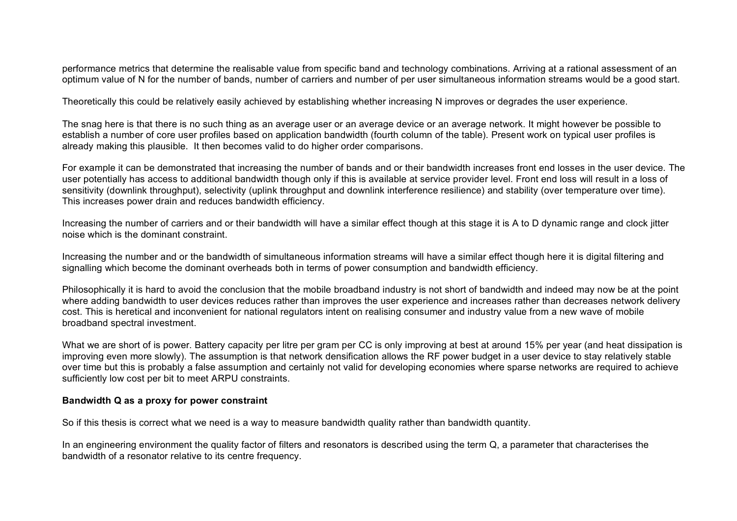performance metrics that determine the realisable value from specific band and technology combinations. Arriving at a rational assessment of an optimum value of N for the number of bands, number of carriers and number of per user simultaneous information streams would be a good start.

Theoretically this could be relatively easily achieved by establishing whether increasing N improves or degrades the user experience.

The snag here is that there is no such thing as an average user or an average device or an average network. It might however be possible to establish a number of core user profiles based on application bandwidth (fourth column of the table). Present work on typical user profiles is already making this plausible. It then becomes valid to do higher order comparisons.

For example it can be demonstrated that increasing the number of bands and or their bandwidth increases front end losses in the user device. The user potentially has access to additional bandwidth though only if this is available at service provider level. Front end loss will result in a loss of sensitivity (downlink throughput), selectivity (uplink throughput and downlink interference resilience) and stability (over temperature over time). This increases power drain and reduces bandwidth efficiency.

Increasing the number of carriers and or their bandwidth will have a similar effect though at this stage it is A to D dynamic range and clock jitter noise which is the dominant constraint.

Increasing the number and or the bandwidth of simultaneous information streams will have a similar effect though here it is digital filtering and signalling which become the dominant overheads both in terms of power consumption and bandwidth efficiency.

Philosophically it is hard to avoid the conclusion that the mobile broadband industry is not short of bandwidth and indeed may now be at the point where adding bandwidth to user devices reduces rather than improves the user experience and increases rather than decreases network delivery cost. This is heretical and inconvenient for national regulators intent on realising consumer and industry value from a new wave of mobile broadband spectral investment.

What we are short of is power. Battery capacity per litre per gram per CC is only improving at best at around 15% per year (and heat dissipation is improving even more slowly). The assumption is that network densification allows the RF power budget in a user device to stay relatively stable over time but this is probably a false assumption and certainly not valid for developing economies where sparse networks are required to achieve sufficiently low cost per bit to meet ARPU constraints.

**Bandwidth Q as a proxy for power constraint**

So if this thesis is correct what we need is a way to measure bandwidth quality rather than bandwidth quantity.

In an engineering environment the quality factor of filters and resonators is described using the term Q, a parameter that characterises the bandwidth of a resonator relative to its centre frequency.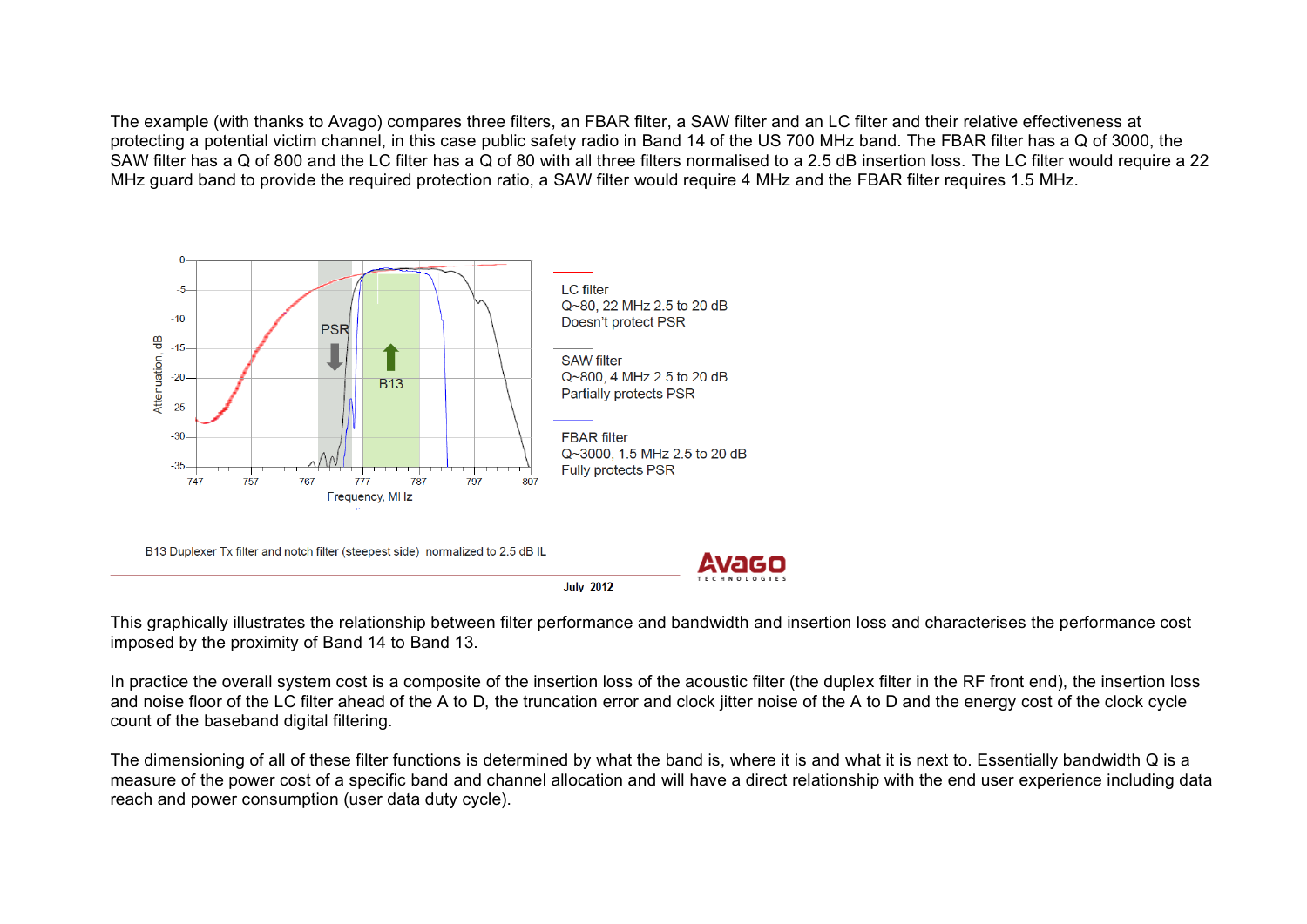The example (with thanks to Avago) compares three filters, an FBAR filter, a SAW filter and an LC filter and their relative effectiveness at protecting a potential victim channel, in this case public safety radio in Band 14 of the US 700 MHz band. The FBAR filter has a Q of 3000, the SAW filter has a Q of 800 and the LC filter has a Q of 80 with all three filters normalised to a 2.5 dB insertion loss. The LC filter would require a 22 MHz guard band to provide the required protection ratio, a SAW filter would require 4 MHz and the FBAR filter requires 1.5 MHz.

LC filter
Q~80, 22 MHz 2.5 to 20 dB
Doesn't protect PSR

SAW filter
Q~800, 4 MHz 2.5 to 20 dB
Partially protects PSR

FBAR filter
Q~3000, 1.5 MHz 2.5 to 20 dB
Fully protects PSR

B13 Duplexer Tx filter and notch filter (steepest side) normalized to 2.5 dB IL

July 2012

This graphically illustrates the relationship between filter performance and bandwidth and insertion loss and characterises the performance cost imposed by the proximity of Band 14 to Band 13.

In practice the overall system cost is a composite of the insertion loss of the acoustic filter (the duplex filter in the RF front end), the insertion loss and noise floor of the LC filter ahead of the A to D, the truncation error and clock jitter noise of the A to D and the energy cost of the clock cycle count of the baseband digital filtering.

The dimensioning of all of these filter functions is determined by what the band is, where it is and what it is next to. Essentially bandwidth Q is a measure of the power cost of a specific band and channel allocation and will have a direct relationship with the end user experience including data reach and power consumption (user data duty cycle).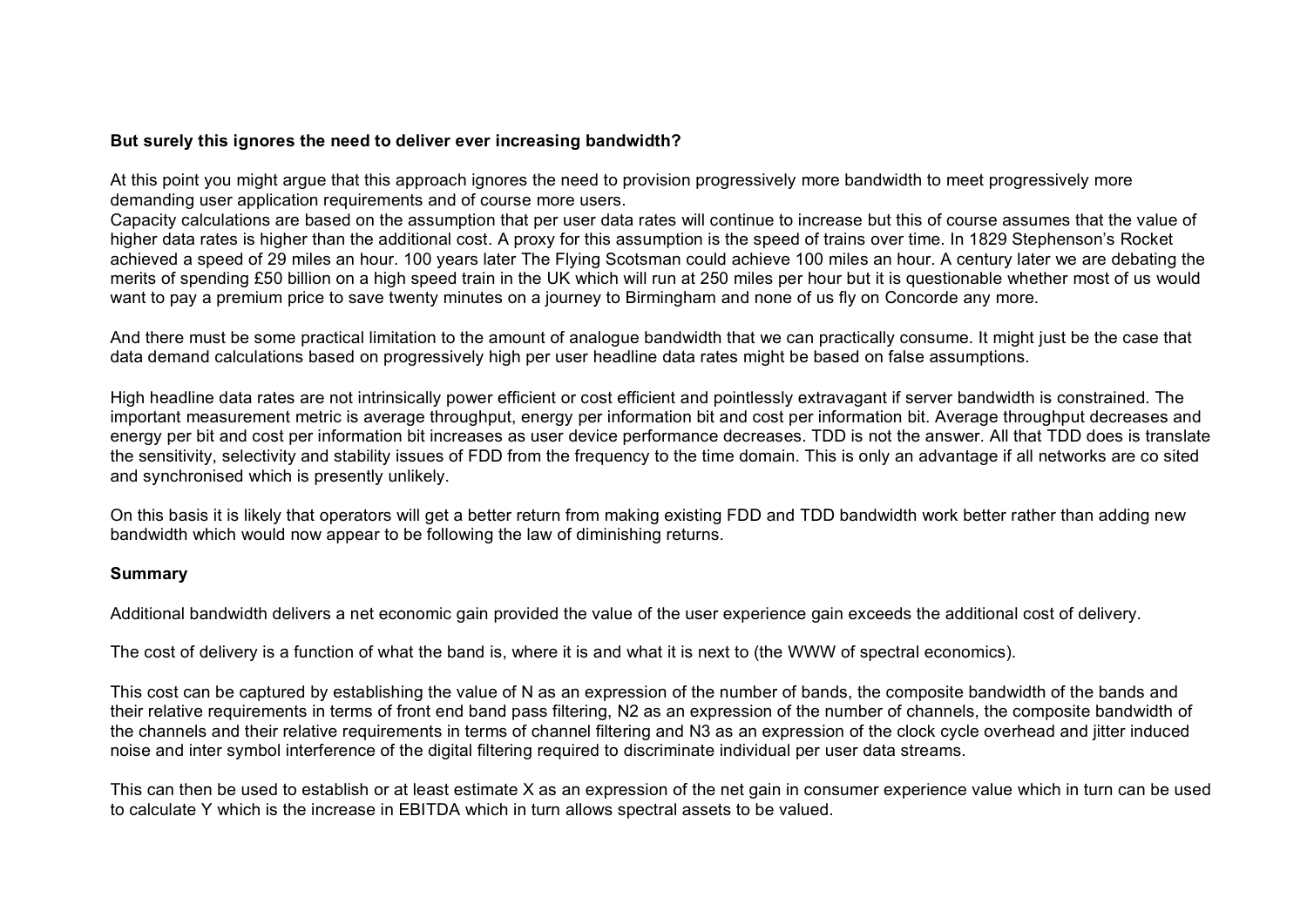**But surely this ignores the need to deliver ever increasing bandwidth?**

At this point you might argue that this approach ignores the need to provision progressively more bandwidth to meet progressively more demanding user application requirements and of course more users.
Capacity calculations are based on the assumption that per user data rates will continue to increase but this of course assumes that the value of higher data rates is higher than the additional cost. A proxy for this assumption is the speed of trains over time. In 1829 Stephenson's Rocket achieved a speed of 29 miles an hour. 100 years later The Flying Scotsman could achieve 100 miles an hour. A century later we are debating the merits of spending £50 billion on a high speed train in the UK which will run at 250 miles per hour but it is questionable whether most of us would want to pay a premium price to save twenty minutes on a journey to Birmingham and none of us fly on Concorde any more.

And there must be some practical limitation to the amount of analogue bandwidth that we can practically consume. It might just be the case that data demand calculations based on progressively high per user headline data rates might be based on false assumptions.

High headline data rates are not intrinsically power efficient or cost efficient and pointlessly extravagant if server bandwidth is constrained. The important measurement metric is average throughput, energy per information bit and cost per information bit. Average throughput decreases and energy per bit and cost per information bit increases as user device performance decreases. TDD is not the answer. All that TDD does is translate the sensitivity, selectivity and stability issues of FDD from the frequency to the time domain. This is only an advantage if all networks are co sited and synchronised which is presently unlikely.

On this basis it is likely that operators will get a better return from making existing FDD and TDD bandwidth work better rather than adding new bandwidth which would now appear to be following the law of diminishing returns.

**Summary**

Additional bandwidth delivers a net economic gain provided the value of the user experience gain exceeds the additional cost of delivery.

The cost of delivery is a function of what the band is, where it is and what it is next to (the WWW of spectral economics).

This cost can be captured by establishing the value of N as an expression of the number of bands, the composite bandwidth of the bands and their relative requirements in terms of front end band pass filtering, N2 as an expression of the number of channels, the composite bandwidth of the channels and their relative requirements in terms of channel filtering and N3 as an expression of the clock cycle overhead and jitter induced noise and inter symbol interference of the digital filtering required to discriminate individual per user data streams.

This can then be used to establish or at least estimate X as an expression of the net gain in consumer experience value which in turn can be used to calculate Y which is the increase in EBITDA which in turn allows spectral assets to be valued.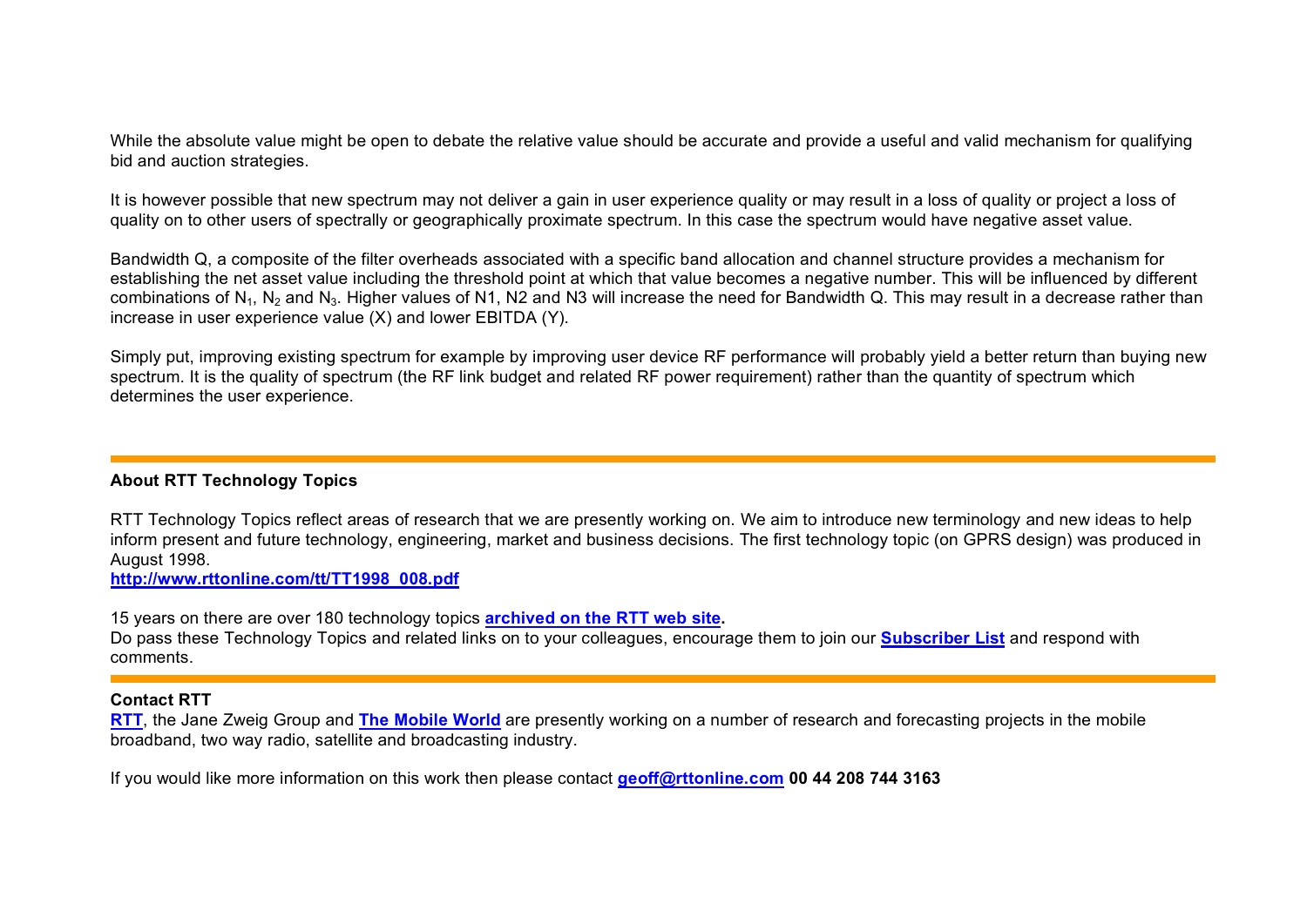While the absolute value might be open to debate the relative value should be accurate and provide a useful and valid mechanism for qualifying bid and auction strategies.

It is however possible that new spectrum may not deliver a gain in user experience quality or may result in a loss of quality or project a loss of quality on to other users of spectrally or geographically proximate spectrum. In this case the spectrum would have negative asset value.

Bandwidth Q, a composite of the filter overheads associated with a specific band allocation and channel structure provides a mechanism for establishing the net asset value including the threshold point at which that value becomes a negative number. This will be influenced by different combinations of $N_1$, $N_2$ and $N_3$. Higher values of N1, N2 and N3 will increase the need for Bandwidth Q. This may result in a decrease rather than increase in user experience value (X) and lower EBITDA (Y).

Simply put, improving existing spectrum for example by improving user device RF performance will probably yield a better return than buying new spectrum. It is the quality of spectrum (the RF link budget and related RF power requirement) rather than the quantity of spectrum which determines the user experience.

---

**About RTT Technology Topics**

RTT Technology Topics reflect areas of research that we are presently working on. We aim to introduce new terminology and new ideas to help inform present and future technology, engineering, market and business decisions. The first technology topic (on GPRS design) was produced in August 1998.
**http://www.rttonline.com/tt/TT1998_008.pdf**

15 years on there are over 180 technology topics **archived on the RTT web site.**
Do pass these Technology Topics and related links on to your colleagues, encourage them to join our **Subscriber List** and respond with comments.

---

**Contact RTT**
**RTT**, the Jane Zweig Group and **The Mobile World** are presently working on a number of research and forecasting projects in the mobile broadband, two way radio, satellite and broadcasting industry.

If you would like more information on this work then please contact **geoff@rttonline.com** **00 44 208 744 3163**